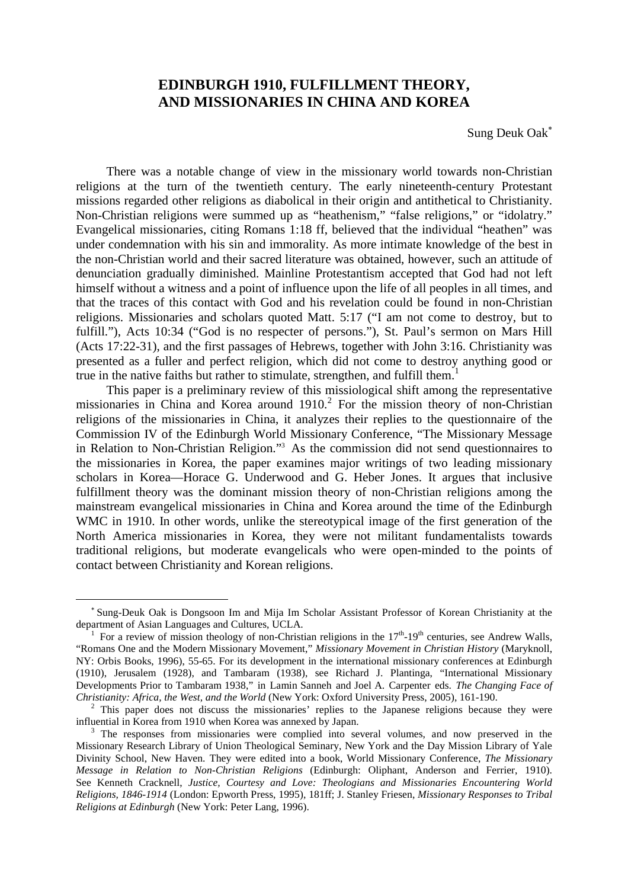# EDINBURGH 1910, FULFILLMENT THEORY, AND MISSIONARIES IN CHINA AND KOREA

Sung Deuk Oak[*]

There was a notable change of view in the missionary world towards non-Christian religions at the turn of the twentieth century. The early nineteenth-century Protestant missions regarded other religions as diabolical in their origin and antithetical to Christianity. Non-Christian religions were summed up as "heathenism," "false religions," or "idolatry." Evangelical missionaries, citing Romans 1:18 ff, believed that the individual "heathen" was under condemnation with his sin and immorality. As more intimate knowledge of the best in the non-Christian world and their sacred literature was obtained, however, such an attitude of denunciation gradually diminished. Mainline Protestantism accepted that God had not left himself without a witness and a point of influence upon the life of all peoples in all times, and that the traces of this contact with God and his revelation could be found in non-Christian religions. Missionaries and scholars quoted Matt. 5:17 ("I am not come to destroy, but to fulfill."), Acts 10:34 ("God is no respecter of persons."), St. Paul's sermon on Mars Hill (Acts 17:22-31), and the first passages of Hebrews, together with John 3:16. Christianity was presented as a fuller and perfect religion, which did not come to destroy anything good or true in the native faiths but rather to stimulate, strengthen, and fulfill them.[1]

This paper is a preliminary review of this missiological shift among the representative missionaries in China and Korea around 1910.[2] For the mission theory of non-Christian religions of the missionaries in China, it analyzes their replies to the questionnaire of the Commission IV of the Edinburgh World Missionary Conference, "The Missionary Message in Relation to Non-Christian Religion."[3] As the commission did not send questionnaires to the missionaries in Korea, the paper examines major writings of two leading missionary scholars in Korea—Horace G. Underwood and G. Heber Jones. It argues that inclusive fulfillment theory was the dominant mission theory of non-Christian religions among the mainstream evangelical missionaries in China and Korea around the time of the Edinburgh WMC in 1910. In other words, unlike the stereotypical image of the first generation of the North America missionaries in Korea, they were not militant fundamentalists towards traditional religions, but moderate evangelicals who were open-minded to the points of contact between Christianity and Korean religions.

---

[*] Sung-Deuk Oak is Dongsoon Im and Mija Im Scholar Assistant Professor of Korean Christianity at the department of Asian Languages and Cultures, UCLA.

[1] For a review of mission theology of non-Christian religions in the $17^{th}$-$19^{th}$ centuries, see Andrew Walls, "Romans One and the Modern Missionary Movement," *Missionary Movement in Christian History* (Maryknoll, NY: Orbis Books, 1996), 55-65. For its development in the international missionary conferences at Edinburgh (1910), Jerusalem (1928), and Tambaram (1938), see Richard J. Plantinga, "International Missionary Developments Prior to Tambaram 1938," in Lamin Sanneh and Joel A. Carpenter eds. *The Changing Face of Christianity: Africa, the West, and the World* (New York: Oxford University Press, 2005), 161-190.

[2] This paper does not discuss the missionaries' replies to the Japanese religions because they were influential in Korea from 1910 when Korea was annexed by Japan.

[3] The responses from missionaries were complied into several volumes, and now preserved in the Missionary Research Library of Union Theological Seminary, New York and the Day Mission Library of Yale Divinity School, New Haven. They were edited into a book, World Missionary Conference, *The Missionary Message in Relation to Non-Christian Religions* (Edinburgh: Oliphant, Anderson and Ferrier, 1910). See Kenneth Cracknell, *Justice, Courtesy and Love: Theologians and Missionaries Encountering World Religions, 1846-1914* (London: Epworth Press, 1995), 181ff; J. Stanley Friesen, *Missionary Responses to Tribal Religions at Edinburgh* (New York: Peter Lang, 1996).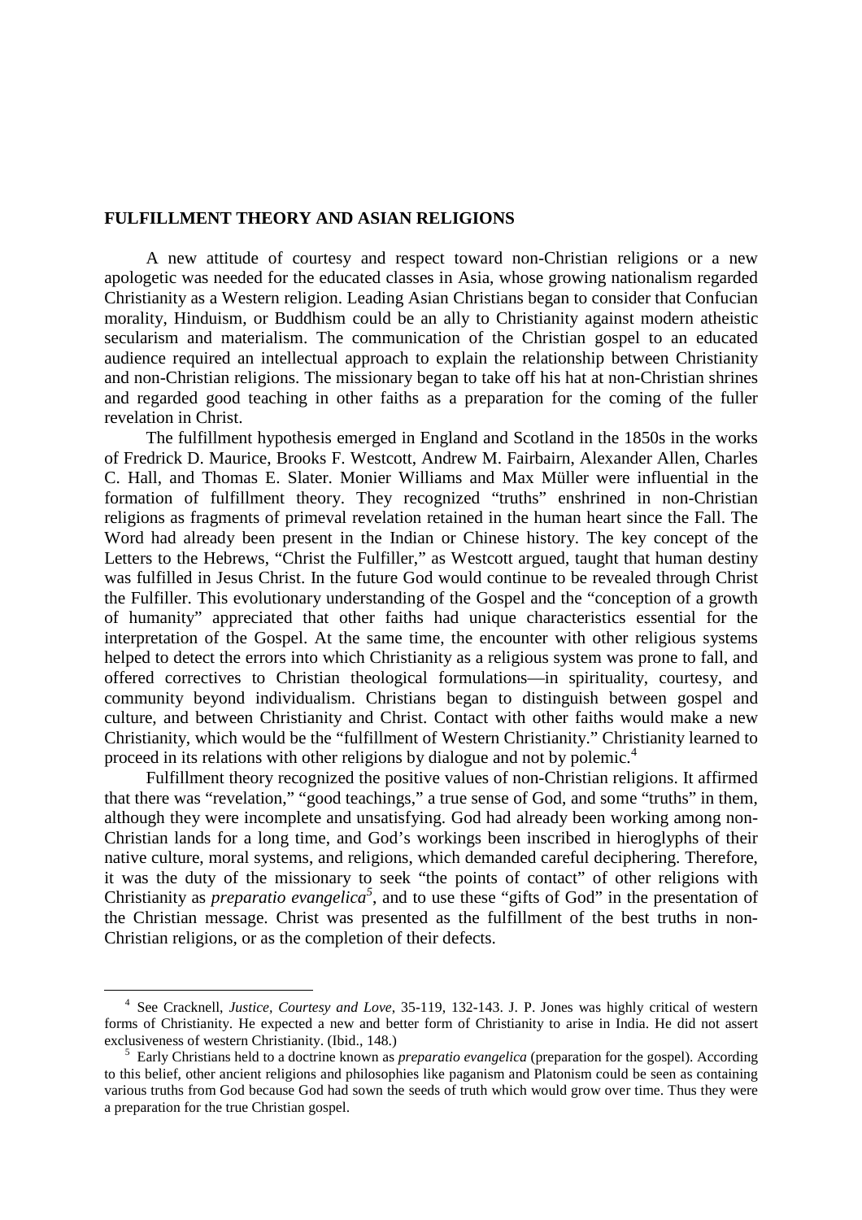## FULFILLMENT THEORY AND ASIAN RELIGIONS

A new attitude of courtesy and respect toward non-Christian religions or a new apologetic was needed for the educated classes in Asia, whose growing nationalism regarded Christianity as a Western religion. Leading Asian Christians began to consider that Confucian morality, Hinduism, or Buddhism could be an ally to Christianity against modern atheistic secularism and materialism. The communication of the Christian gospel to an educated audience required an intellectual approach to explain the relationship between Christianity and non-Christian religions. The missionary began to take off his hat at non-Christian shrines and regarded good teaching in other faiths as a preparation for the coming of the fuller revelation in Christ.

The fulfillment hypothesis emerged in England and Scotland in the 1850s in the works of Fredrick D. Maurice, Brooks F. Westcott, Andrew M. Fairbairn, Alexander Allen, Charles C. Hall, and Thomas E. Slater. Monier Williams and Max Müller were influential in the formation of fulfillment theory. They recognized "truths" enshrined in non-Christian religions as fragments of primeval revelation retained in the human heart since the Fall. The Word had already been present in the Indian or Chinese history. The key concept of the Letters to the Hebrews, "Christ the Fulfiller," as Westcott argued, taught that human destiny was fulfilled in Jesus Christ. In the future God would continue to be revealed through Christ the Fulfiller. This evolutionary understanding of the Gospel and the "conception of a growth of humanity" appreciated that other faiths had unique characteristics essential for the interpretation of the Gospel. At the same time, the encounter with other religious systems helped to detect the errors into which Christianity as a religious system was prone to fall, and offered correctives to Christian theological formulations—in spirituality, courtesy, and community beyond individualism. Christians began to distinguish between gospel and culture, and between Christianity and Christ. Contact with other faiths would make a new Christianity, which would be the "fulfillment of Western Christianity." Christianity learned to proceed in its relations with other religions by dialogue and not by polemic.[4]

Fulfillment theory recognized the positive values of non-Christian religions. It affirmed that there was "revelation," "good teachings," a true sense of God, and some "truths" in them, although they were incomplete and unsatisfying. God had already been working among non-Christian lands for a long time, and God's workings been inscribed in hieroglyphs of their native culture, moral systems, and religions, which demanded careful deciphering. Therefore, it was the duty of the missionary to seek "the points of contact" of other religions with Christianity as *preparatio evangelica*[5], and to use these "gifts of God" in the presentation of the Christian message. Christ was presented as the fulfillment of the best truths in non-Christian religions, or as the completion of their defects.

---

[4] See Cracknell, *Justice, Courtesy and Love*, 35-119, 132-143. J. P. Jones was highly critical of western forms of Christianity. He expected a new and better form of Christianity to arise in India. He did not assert exclusiveness of western Christianity. (Ibid., 148.)

[5] Early Christians held to a doctrine known as *preparatio evangelica* (preparation for the gospel). According to this belief, other ancient religions and philosophies like paganism and Platonism could be seen as containing various truths from God because God had sown the seeds of truth which would grow over time. Thus they were a preparation for the true Christian gospel.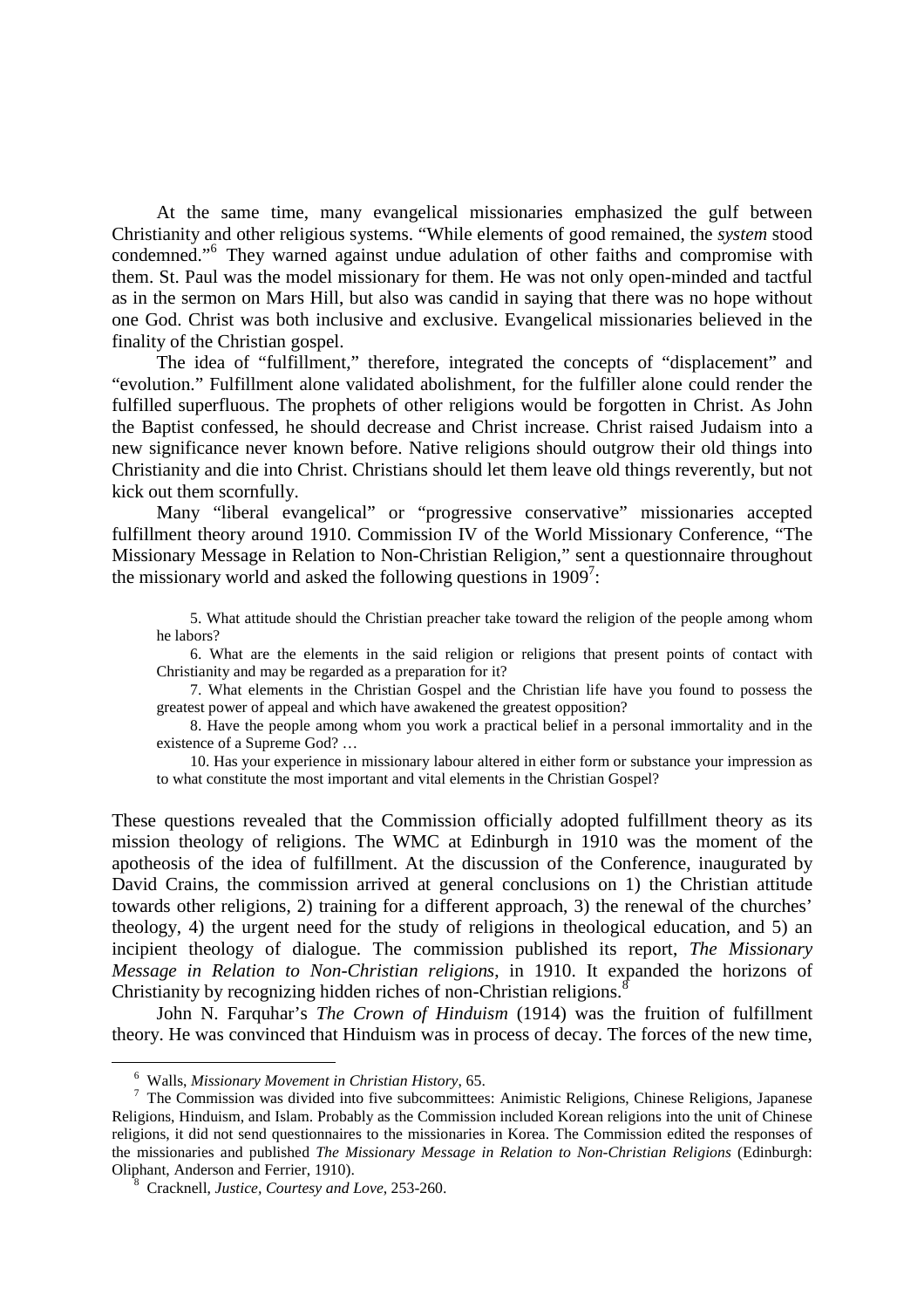At the same time, many evangelical missionaries emphasized the gulf between Christianity and other religious systems. "While elements of good remained, the *system* stood condemned."[6] They warned against undue adulation of other faiths and compromise with them. St. Paul was the model missionary for them. He was not only open-minded and tactful as in the sermon on Mars Hill, but also was candid in saying that there was no hope without one God. Christ was both inclusive and exclusive. Evangelical missionaries believed in the finality of the Christian gospel.

The idea of "fulfillment," therefore, integrated the concepts of "displacement" and "evolution." Fulfillment alone validated abolishment, for the fulfiller alone could render the fulfilled superfluous. The prophets of other religions would be forgotten in Christ. As John the Baptist confessed, he should decrease and Christ increase. Christ raised Judaism into a new significance never known before. Native religions should outgrow their old things into Christianity and die into Christ. Christians should let them leave old things reverently, but not kick out them scornfully.

Many "liberal evangelical" or "progressive conservative" missionaries accepted fulfillment theory around 1910. Commission IV of the World Missionary Conference, "The Missionary Message in Relation to Non-Christian Religion," sent a questionnaire throughout the missionary world and asked the following questions in 1909[7]:

> 5. What attitude should the Christian preacher take toward the religion of the people among whom he labors?
>
> 6. What are the elements in the said religion or religions that present points of contact with Christianity and may be regarded as a preparation for it?
>
> 7. What elements in the Christian Gospel and the Christian life have you found to possess the greatest power of appeal and which have awakened the greatest opposition?
>
> 8. Have the people among whom you work a practical belief in a personal immortality and in the existence of a Supreme God? …
>
> 10. Has your experience in missionary labour altered in either form or substance your impression as to what constitute the most important and vital elements in the Christian Gospel?

These questions revealed that the Commission officially adopted fulfillment theory as its mission theology of religions. The WMC at Edinburgh in 1910 was the moment of the apotheosis of the idea of fulfillment. At the discussion of the Conference, inaugurated by David Crains, the commission arrived at general conclusions on 1) the Christian attitude towards other religions, 2) training for a different approach, 3) the renewal of the churches' theology, 4) the urgent need for the study of religions in theological education, and 5) an incipient theology of dialogue. The commission published its report, *The Missionary Message in Relation to Non-Christian religions*, in 1910. It expanded the horizons of Christianity by recognizing hidden riches of non-Christian religions.[8]

John N. Farquhar's *The Crown of Hinduism* (1914) was the fruition of fulfillment theory. He was convinced that Hinduism was in process of decay. The forces of the new time,

---

[6] Walls, *Missionary Movement in Christian History*, 65.

[7] The Commission was divided into five subcommittees: Animistic Religions, Chinese Religions, Japanese Religions, Hinduism, and Islam. Probably as the Commission included Korean religions into the unit of Chinese religions, it did not send questionnaires to the missionaries in Korea. The Commission edited the responses of the missionaries and published *The Missionary Message in Relation to Non-Christian Religions* (Edinburgh: Oliphant, Anderson and Ferrier, 1910).

[8] Cracknell, *Justice, Courtesy and Love*, 253-260.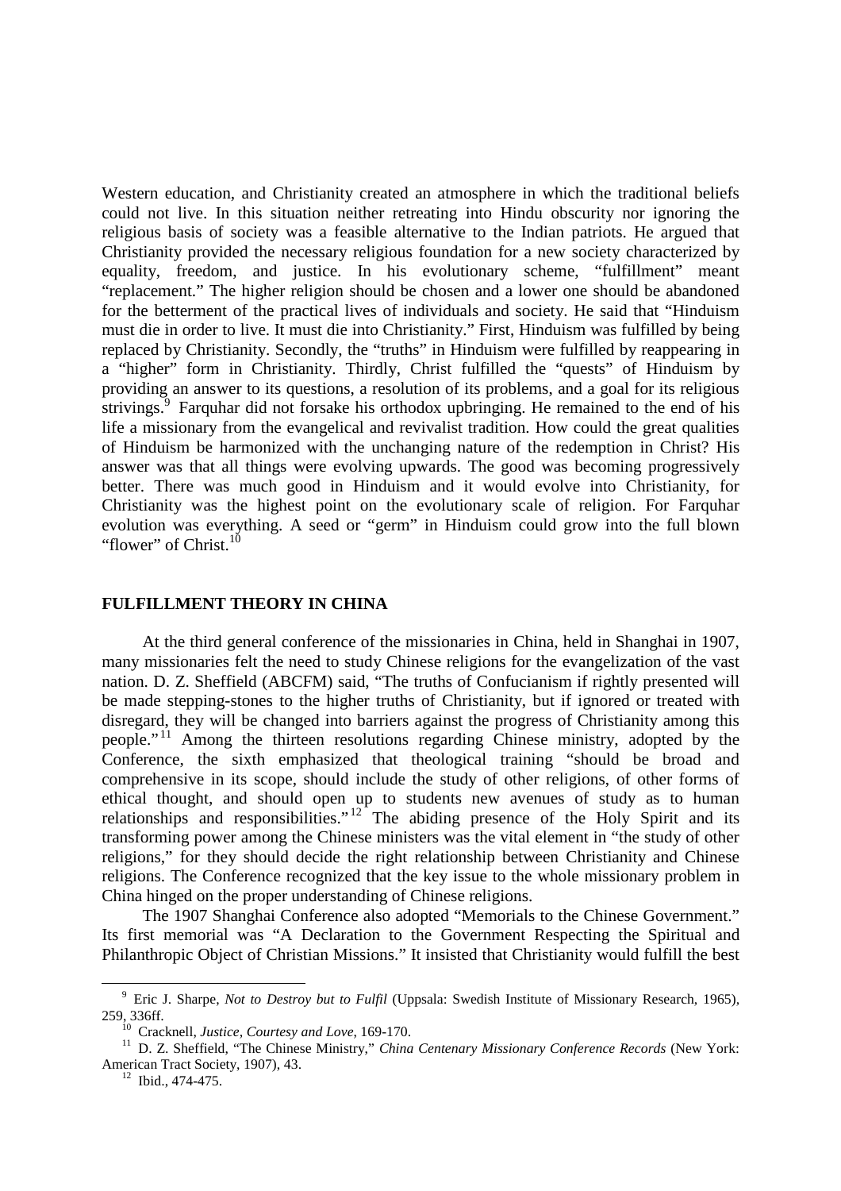Western education, and Christianity created an atmosphere in which the traditional beliefs could not live. In this situation neither retreating into Hindu obscurity nor ignoring the religious basis of society was a feasible alternative to the Indian patriots. He argued that Christianity provided the necessary religious foundation for a new society characterized by equality, freedom, and justice. In his evolutionary scheme, "fulfillment" meant "replacement." The higher religion should be chosen and a lower one should be abandoned for the betterment of the practical lives of individuals and society. He said that "Hinduism must die in order to live. It must die into Christianity." First, Hinduism was fulfilled by being replaced by Christianity. Secondly, the "truths" in Hinduism were fulfilled by reappearing in a "higher" form in Christianity. Thirdly, Christ fulfilled the "quests" of Hinduism by providing an answer to its questions, a resolution of its problems, and a goal for its religious strivings.[9] Farquhar did not forsake his orthodox upbringing. He remained to the end of his life a missionary from the evangelical and revivalist tradition. How could the great qualities of Hinduism be harmonized with the unchanging nature of the redemption in Christ? His answer was that all things were evolving upwards. The good was becoming progressively better. There was much good in Hinduism and it would evolve into Christianity, for Christianity was the highest point on the evolutionary scale of religion. For Farquhar evolution was everything. A seed or "germ" in Hinduism could grow into the full blown "flower" of Christ.[10]

## FULFILLMENT THEORY IN CHINA

At the third general conference of the missionaries in China, held in Shanghai in 1907, many missionaries felt the need to study Chinese religions for the evangelization of the vast nation. D. Z. Sheffield (ABCFM) said, "The truths of Confucianism if rightly presented will be made stepping-stones to the higher truths of Christianity, but if ignored or treated with disregard, they will be changed into barriers against the progress of Christianity among this people."[11] Among the thirteen resolutions regarding Chinese ministry, adopted by the Conference, the sixth emphasized that theological training "should be broad and comprehensive in its scope, should include the study of other religions, of other forms of ethical thought, and should open up to students new avenues of study as to human relationships and responsibilities."[12] The abiding presence of the Holy Spirit and its transforming power among the Chinese ministers was the vital element in "the study of other religions," for they should decide the right relationship between Christianity and Chinese religions. The Conference recognized that the key issue to the whole missionary problem in China hinged on the proper understanding of Chinese religions.

The 1907 Shanghai Conference also adopted "Memorials to the Chinese Government." Its first memorial was "A Declaration to the Government Respecting the Spiritual and Philanthropic Object of Christian Missions." It insisted that Christianity would fulfill the best

---

[9] Eric J. Sharpe, *Not to Destroy but to Fulfil* (Uppsala: Swedish Institute of Missionary Research, 1965), 259, 336ff.

[10] Cracknell, *Justice, Courtesy and Love*, 169-170.

[11] D. Z. Sheffield, "The Chinese Ministry," *China Centenary Missionary Conference Records* (New York: American Tract Society, 1907), 43.

[12] Ibid., 474-475.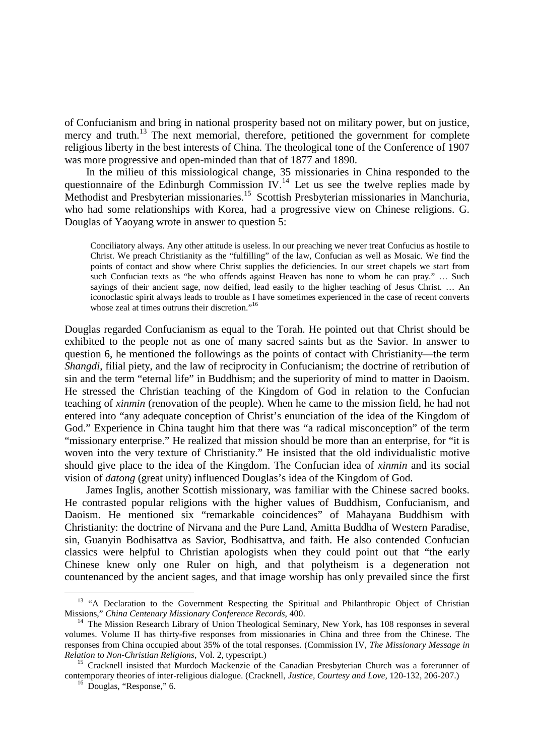of Confucianism and bring in national prosperity based not on military power, but on justice, mercy and truth.[13] The next memorial, therefore, petitioned the government for complete religious liberty in the best interests of China. The theological tone of the Conference of 1907 was more progressive and open-minded than that of 1877 and 1890.

In the milieu of this missiological change, 35 missionaries in China responded to the questionnaire of the Edinburgh Commission IV.[14] Let us see the twelve replies made by Methodist and Presbyterian missionaries.[15] Scottish Presbyterian missionaries in Manchuria, who had some relationships with Korea, had a progressive view on Chinese religions. G. Douglas of Yaoyang wrote in answer to question 5:

> Conciliatory always. Any other attitude is useless. In our preaching we never treat Confucius as hostile to Christ. We preach Christianity as the "fulfilling" of the law, Confucian as well as Mosaic. We find the points of contact and show where Christ supplies the deficiencies. In our street chapels we start from such Confucian texts as "he who offends against Heaven has none to whom he can pray." … Such sayings of their ancient sage, now deified, lead easily to the higher teaching of Jesus Christ. … An iconoclastic spirit always leads to trouble as I have sometimes experienced in the case of recent converts whose zeal at times outruns their discretion."[16]

Douglas regarded Confucianism as equal to the Torah. He pointed out that Christ should be exhibited to the people not as one of many sacred saints but as the Savior. In answer to question 6, he mentioned the followings as the points of contact with Christianity—the term *Shangdi*, filial piety, and the law of reciprocity in Confucianism; the doctrine of retribution of sin and the term "eternal life" in Buddhism; and the superiority of mind to matter in Daoism. He stressed the Christian teaching of the Kingdom of God in relation to the Confucian teaching of *xinmin* (renovation of the people). When he came to the mission field, he had not entered into "any adequate conception of Christ's enunciation of the idea of the Kingdom of God." Experience in China taught him that there was "a radical misconception" of the term "missionary enterprise." He realized that mission should be more than an enterprise, for "it is woven into the very texture of Christianity." He insisted that the old individualistic motive should give place to the idea of the Kingdom. The Confucian idea of *xinmin* and its social vision of *datong* (great unity) influenced Douglas's idea of the Kingdom of God.

James Inglis, another Scottish missionary, was familiar with the Chinese sacred books. He contrasted popular religions with the higher values of Buddhism, Confucianism, and Daoism. He mentioned six "remarkable coincidences" of Mahayana Buddhism with Christianity: the doctrine of Nirvana and the Pure Land, Amitta Buddha of Western Paradise, sin, Guanyin Bodhisattva as Savior, Bodhisattva, and faith. He also contended Confucian classics were helpful to Christian apologists when they could point out that "the early Chinese knew only one Ruler on high, and that polytheism is a degeneration not countenanced by the ancient sages, and that image worship has only prevailed since the first

---

[13] "A Declaration to the Government Respecting the Spiritual and Philanthropic Object of Christian Missions," *China Centenary Missionary Conference Records*, 400.

[14] The Mission Research Library of Union Theological Seminary, New York, has 108 responses in several volumes. Volume II has thirty-five responses from missionaries in China and three from the Chinese. The responses from China occupied about 35% of the total responses. (Commission IV, *The Missionary Message in Relation to Non-Christian Religions*, Vol. 2, typescript.)

[15] Cracknell insisted that Murdoch Mackenzie of the Canadian Presbyterian Church was a forerunner of contemporary theories of inter-religious dialogue. (Cracknell, *Justice, Courtesy and Love*, 120-132, 206-207.)

[16] Douglas, "Response," 6.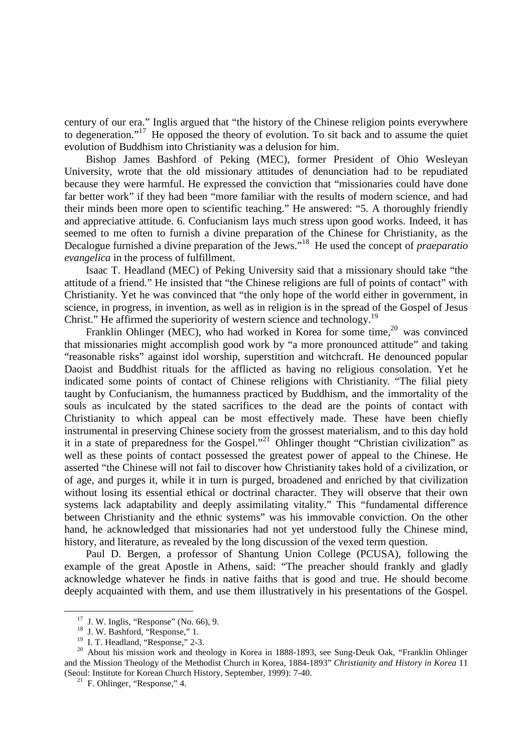century of our era." Inglis argued that "the history of the Chinese religion points everywhere to degeneration."[17] He opposed the theory of evolution. To sit back and to assume the quiet evolution of Buddhism into Christianity was a delusion for him.

Bishop James Bashford of Peking (MEC), former President of Ohio Wesleyan University, wrote that the old missionary attitudes of denunciation had to be repudiated because they were harmful. He expressed the conviction that "missionaries could have done far better work" if they had been "more familiar with the results of modern science, and had their minds been more open to scientific teaching." He answered: "5. A thoroughly friendly and appreciative attitude. 6. Confucianism lays much stress upon good works. Indeed, it has seemed to me often to furnish a divine preparation of the Chinese for Christianity, as the Decalogue furnished a divine preparation of the Jews."[18] He used the concept of *praeparatio evangelica* in the process of fulfillment.

Isaac T. Headland (MEC) of Peking University said that a missionary should take "the attitude of a friend." He insisted that "the Chinese religions are full of points of contact" with Christianity. Yet he was convinced that "the only hope of the world either in government, in science, in progress, in invention, as well as in religion is in the spread of the Gospel of Jesus Christ." He affirmed the superiority of western science and technology.[19]

Franklin Ohlinger (MEC), who had worked in Korea for some time,[20] was convinced that missionaries might accomplish good work by "a more pronounced attitude" and taking "reasonable risks" against idol worship, superstition and witchcraft. He denounced popular Daoist and Buddhist rituals for the afflicted as having no religious consolation. Yet he indicated some points of contact of Chinese religions with Christianity. "The filial piety taught by Confucianism, the humanness practiced by Buddhism, and the immortality of the souls as inculcated by the stated sacrifices to the dead are the points of contact with Christianity to which appeal can be most effectively made. These have been chiefly instrumental in preserving Chinese society from the grossest materialism, and to this day hold it in a state of preparedness for the Gospel."[21] Ohlinger thought "Christian civilization" as well as these points of contact possessed the greatest power of appeal to the Chinese. He asserted "the Chinese will not fail to discover how Christianity takes hold of a civilization, or of age, and purges it, while it in turn is purged, broadened and enriched by that civilization without losing its essential ethical or doctrinal character. They will observe that their own systems lack adaptability and deeply assimilating vitality." This "fundamental difference between Christianity and the ethnic systems" was his immovable conviction. On the other hand, he acknowledged that missionaries had not yet understood fully the Chinese mind, history, and literature, as revealed by the long discussion of the vexed term question.

Paul D. Bergen, a professor of Shantung Union College (PCUSA), following the example of the great Apostle in Athens, said: "The preacher should frankly and gladly acknowledge whatever he finds in native faiths that is good and true. He should become deeply acquainted with them, and use them illustratively in his presentations of the Gospel.

---

[17] J. W. Inglis, "Response" (No. 66), 9.

[18] J. W. Bashford, "Response," 1.

[19] I. T. Headland, "Response," 2-3.

[20] About his mission work and theology in Korea in 1888-1893, see Sung-Deuk Oak, "Franklin Ohlinger and the Mission Theology of the Methodist Church in Korea, 1884-1893" *Christianity and History in Korea* 11 (Seoul: Institute for Korean Church History, September, 1999): 7-40.

[21] F. Ohlinger, "Response," 4.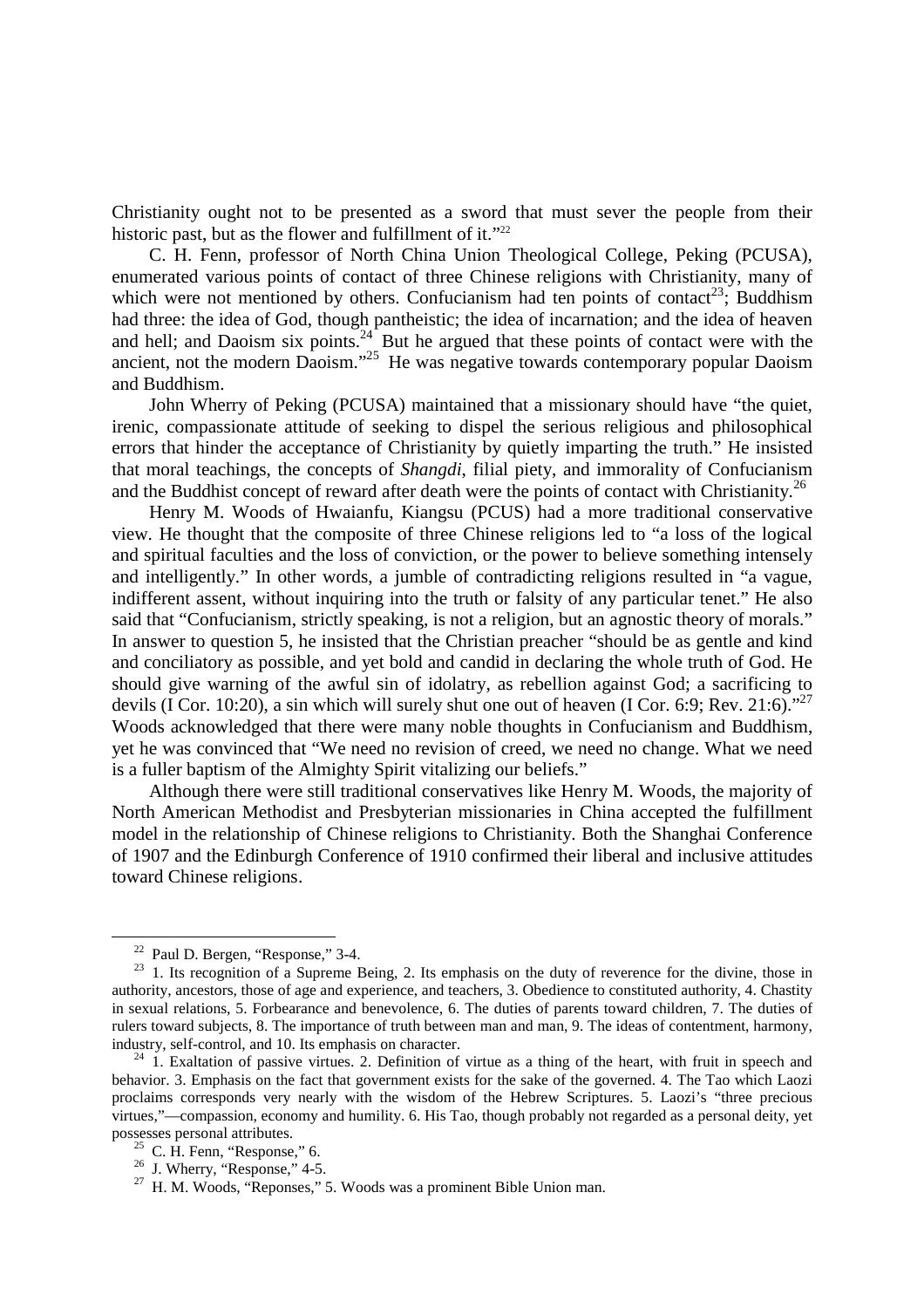Christianity ought not to be presented as a sword that must sever the people from their historic past, but as the flower and fulfillment of it."[22]

C. H. Fenn, professor of North China Union Theological College, Peking (PCUSA), enumerated various points of contact of three Chinese religions with Christianity, many of which were not mentioned by others. Confucianism had ten points of contact[23]; Buddhism had three: the idea of God, though pantheistic; the idea of incarnation; and the idea of heaven and hell; and Daoism six points.[24] But he argued that these points of contact were with the ancient, not the modern Daoism."[25] He was negative towards contemporary popular Daoism and Buddhism.

John Wherry of Peking (PCUSA) maintained that a missionary should have "the quiet, irenic, compassionate attitude of seeking to dispel the serious religious and philosophical errors that hinder the acceptance of Christianity by quietly imparting the truth." He insisted that moral teachings, the concepts of *Shangdi*, filial piety, and immorality of Confucianism and the Buddhist concept of reward after death were the points of contact with Christianity.[26]

Henry M. Woods of Hwaianfu, Kiangsu (PCUS) had a more traditional conservative view. He thought that the composite of three Chinese religions led to "a loss of the logical and spiritual faculties and the loss of conviction, or the power to believe something intensely and intelligently." In other words, a jumble of contradicting religions resulted in "a vague, indifferent assent, without inquiring into the truth or falsity of any particular tenet." He also said that "Confucianism, strictly speaking, is not a religion, but an agnostic theory of morals." In answer to question 5, he insisted that the Christian preacher "should be as gentle and kind and conciliatory as possible, and yet bold and candid in declaring the whole truth of God. He should give warning of the awful sin of idolatry, as rebellion against God; a sacrificing to devils (I Cor. 10:20), a sin which will surely shut one out of heaven (I Cor. 6:9; Rev. 21:6)."[27] Woods acknowledged that there were many noble thoughts in Confucianism and Buddhism, yet he was convinced that "We need no revision of creed, we need no change. What we need is a fuller baptism of the Almighty Spirit vitalizing our beliefs."

Although there were still traditional conservatives like Henry M. Woods, the majority of North American Methodist and Presbyterian missionaries in China accepted the fulfillment model in the relationship of Chinese religions to Christianity. Both the Shanghai Conference of 1907 and the Edinburgh Conference of 1910 confirmed their liberal and inclusive attitudes toward Chinese religions.

---

[22] Paul D. Bergen, "Response," 3-4.

[23] 1. Its recognition of a Supreme Being, 2. Its emphasis on the duty of reverence for the divine, those in authority, ancestors, those of age and experience, and teachers, 3. Obedience to constituted authority, 4. Chastity in sexual relations, 5. Forbearance and benevolence, 6. The duties of parents toward children, 7. The duties of rulers toward subjects, 8. The importance of truth between man and man, 9. The ideas of contentment, harmony, industry, self-control, and 10. Its emphasis on character.

[24] 1. Exaltation of passive virtues. 2. Definition of virtue as a thing of the heart, with fruit in speech and behavior. 3. Emphasis on the fact that government exists for the sake of the governed. 4. The Tao which Laozi proclaims corresponds very nearly with the wisdom of the Hebrew Scriptures. 5. Laozi's "three precious virtues,"—compassion, economy and humility. 6. His Tao, though probably not regarded as a personal deity, yet possesses personal attributes.

[25] C. H. Fenn, "Response," 6.

[26] J. Wherry, "Response," 4-5.

[27] H. M. Woods, "Reponses," 5. Woods was a prominent Bible Union man.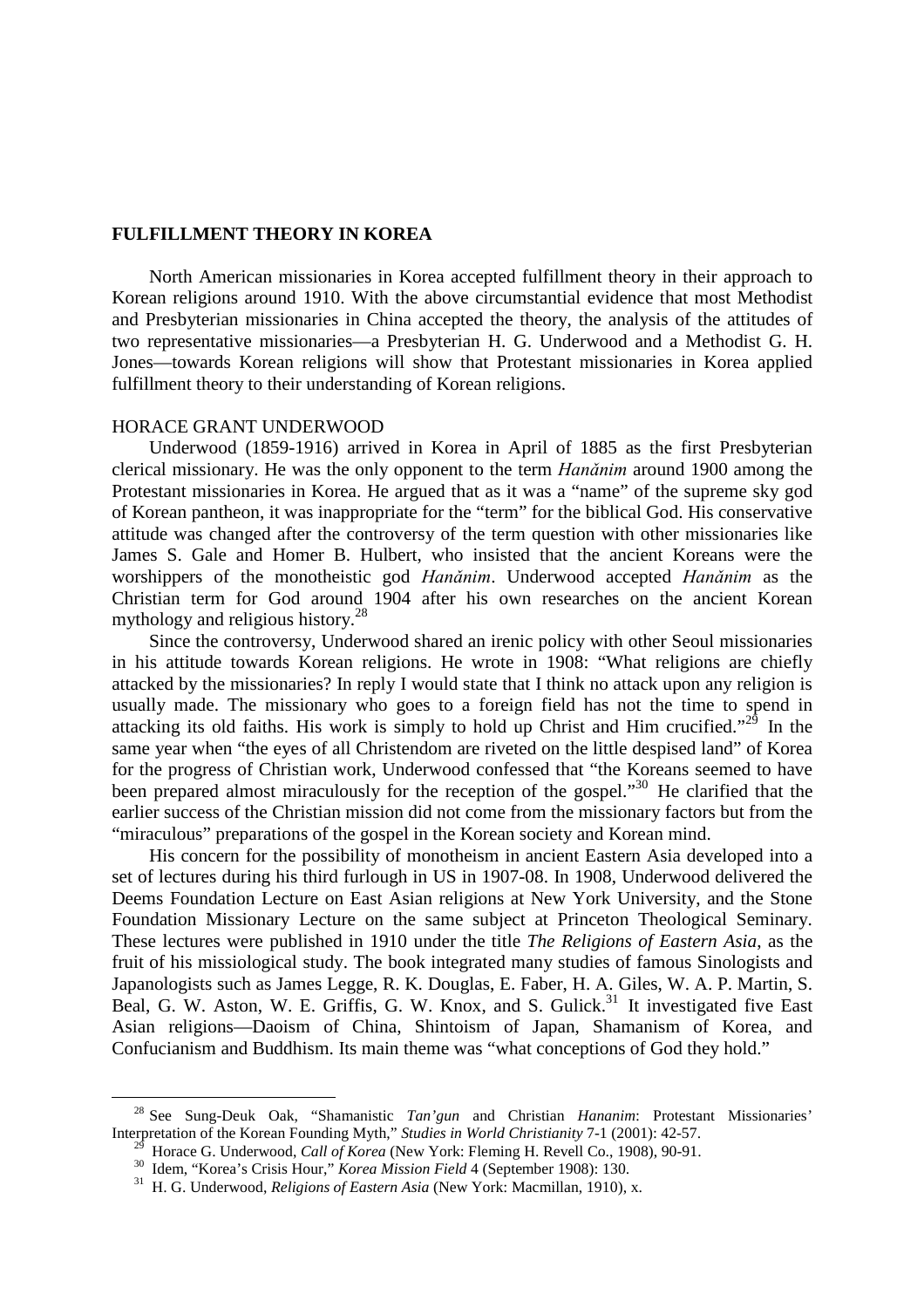## FULFILLMENT THEORY IN KOREA

North American missionaries in Korea accepted fulfillment theory in their approach to Korean religions around 1910. With the above circumstantial evidence that most Methodist and Presbyterian missionaries in China accepted the theory, the analysis of the attitudes of two representative missionaries—a Presbyterian H. G. Underwood and a Methodist G. H. Jones—towards Korean religions will show that Protestant missionaries in Korea applied fulfillment theory to their understanding of Korean religions.

### HORACE GRANT UNDERWOOD

Underwood (1859-1916) arrived in Korea in April of 1885 as the first Presbyterian clerical missionary. He was the only opponent to the term *Hanănim* around 1900 among the Protestant missionaries in Korea. He argued that as it was a "name" of the supreme sky god of Korean pantheon, it was inappropriate for the "term" for the biblical God. His conservative attitude was changed after the controversy of the term question with other missionaries like James S. Gale and Homer B. Hulbert, who insisted that the ancient Koreans were the worshippers of the monotheistic god *Hanănim*. Underwood accepted *Hanănim* as the Christian term for God around 1904 after his own researches on the ancient Korean mythology and religious history.[28]

Since the controversy, Underwood shared an irenic policy with other Seoul missionaries in his attitude towards Korean religions. He wrote in 1908: "What religions are chiefly attacked by the missionaries? In reply I would state that I think no attack upon any religion is usually made. The missionary who goes to a foreign field has not the time to spend in attacking its old faiths. His work is simply to hold up Christ and Him crucified."[29] In the same year when "the eyes of all Christendom are riveted on the little despised land" of Korea for the progress of Christian work, Underwood confessed that "the Koreans seemed to have been prepared almost miraculously for the reception of the gospel."[30] He clarified that the earlier success of the Christian mission did not come from the missionary factors but from the "miraculous" preparations of the gospel in the Korean society and Korean mind.

His concern for the possibility of monotheism in ancient Eastern Asia developed into a set of lectures during his third furlough in US in 1907-08. In 1908, Underwood delivered the Deems Foundation Lecture on East Asian religions at New York University, and the Stone Foundation Missionary Lecture on the same subject at Princeton Theological Seminary. These lectures were published in 1910 under the title *The Religions of Eastern Asia*, as the fruit of his missiological study. The book integrated many studies of famous Sinologists and Japanologists such as James Legge, R. K. Douglas, E. Faber, H. A. Giles, W. A. P. Martin, S. Beal, G. W. Aston, W. E. Griffis, G. W. Knox, and S. Gulick.[31] It investigated five East Asian religions—Daoism of China, Shintoism of Japan, Shamanism of Korea, and Confucianism and Buddhism. Its main theme was "what conceptions of God they hold."

---

[28] See Sung-Deuk Oak, "Shamanistic *Tan'gun* and Christian *Hananim*: Protestant Missionaries' Interpretation of the Korean Founding Myth," *Studies in World Christianity* 7-1 (2001): 42-57.

[29] Horace G. Underwood, *Call of Korea* (New York: Fleming H. Revell Co., 1908), 90-91.

[30] Idem, "Korea's Crisis Hour," *Korea Mission Field* 4 (September 1908): 130.

[31] H. G. Underwood, *Religions of Eastern Asia* (New York: Macmillan, 1910), x.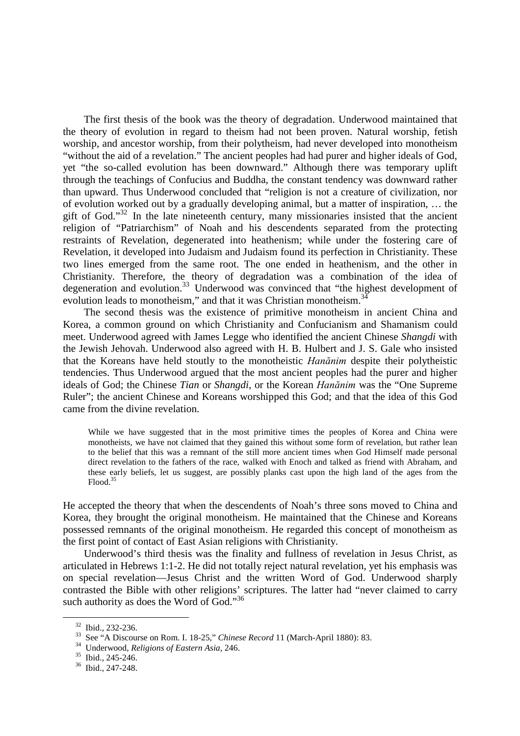The first thesis of the book was the theory of degradation. Underwood maintained that the theory of evolution in regard to theism had not been proven. Natural worship, fetish worship, and ancestor worship, from their polytheism, had never developed into monotheism "without the aid of a revelation." The ancient peoples had had purer and higher ideals of God, yet "the so-called evolution has been downward." Although there was temporary uplift through the teachings of Confucius and Buddha, the constant tendency was downward rather than upward. Thus Underwood concluded that "religion is not a creature of civilization, nor of evolution worked out by a gradually developing animal, but a matter of inspiration, … the gift of God."[32] In the late nineteenth century, many missionaries insisted that the ancient religion of "Patriarchism" of Noah and his descendents separated from the protecting restraints of Revelation, degenerated into heathenism; while under the fostering care of Revelation, it developed into Judaism and Judaism found its perfection in Christianity. These two lines emerged from the same root. The one ended in heathenism, and the other in Christianity. Therefore, the theory of degradation was a combination of the idea of degeneration and evolution.[33] Underwood was convinced that "the highest development of evolution leads to monotheism," and that it was Christian monotheism.[34]

The second thesis was the existence of primitive monotheism in ancient China and Korea, a common ground on which Christianity and Confucianism and Shamanism could meet. Underwood agreed with James Legge who identified the ancient Chinese *Shangdi* with the Jewish Jehovah. Underwood also agreed with H. B. Hulbert and J. S. Gale who insisted that the Koreans have held stoutly to the monotheistic *Hanănim* despite their polytheistic tendencies. Thus Underwood argued that the most ancient peoples had the purer and higher ideals of God; the Chinese *Tian* or *Shangdi*, or the Korean *Hanănim* was the "One Supreme Ruler"; the ancient Chinese and Koreans worshipped this God; and that the idea of this God came from the divine revelation.

> While we have suggested that in the most primitive times the peoples of Korea and China were monotheists, we have not claimed that they gained this without some form of revelation, but rather lean to the belief that this was a remnant of the still more ancient times when God Himself made personal direct revelation to the fathers of the race, walked with Enoch and talked as friend with Abraham, and these early beliefs, let us suggest, are possibly planks cast upon the high land of the ages from the Flood.[35]

He accepted the theory that when the descendents of Noah's three sons moved to China and Korea, they brought the original monotheism. He maintained that the Chinese and Koreans possessed remnants of the original monotheism. He regarded this concept of monotheism as the first point of contact of East Asian religions with Christianity.

Underwood's third thesis was the finality and fullness of revelation in Jesus Christ, as articulated in Hebrews 1:1-2. He did not totally reject natural revelation, yet his emphasis was on special revelation—Jesus Christ and the written Word of God. Underwood sharply contrasted the Bible with other religions' scriptures. The latter had "never claimed to carry such authority as does the Word of God."[36]

---

[32] Ibid., 232-236.

[33] See "A Discourse on Rom. I. 18-25," *Chinese Record* 11 (March-April 1880): 83.

[34] Underwood, *Religions of Eastern Asia*, 246.

[35] Ibid., 245-246.

[36] Ibid., 247-248.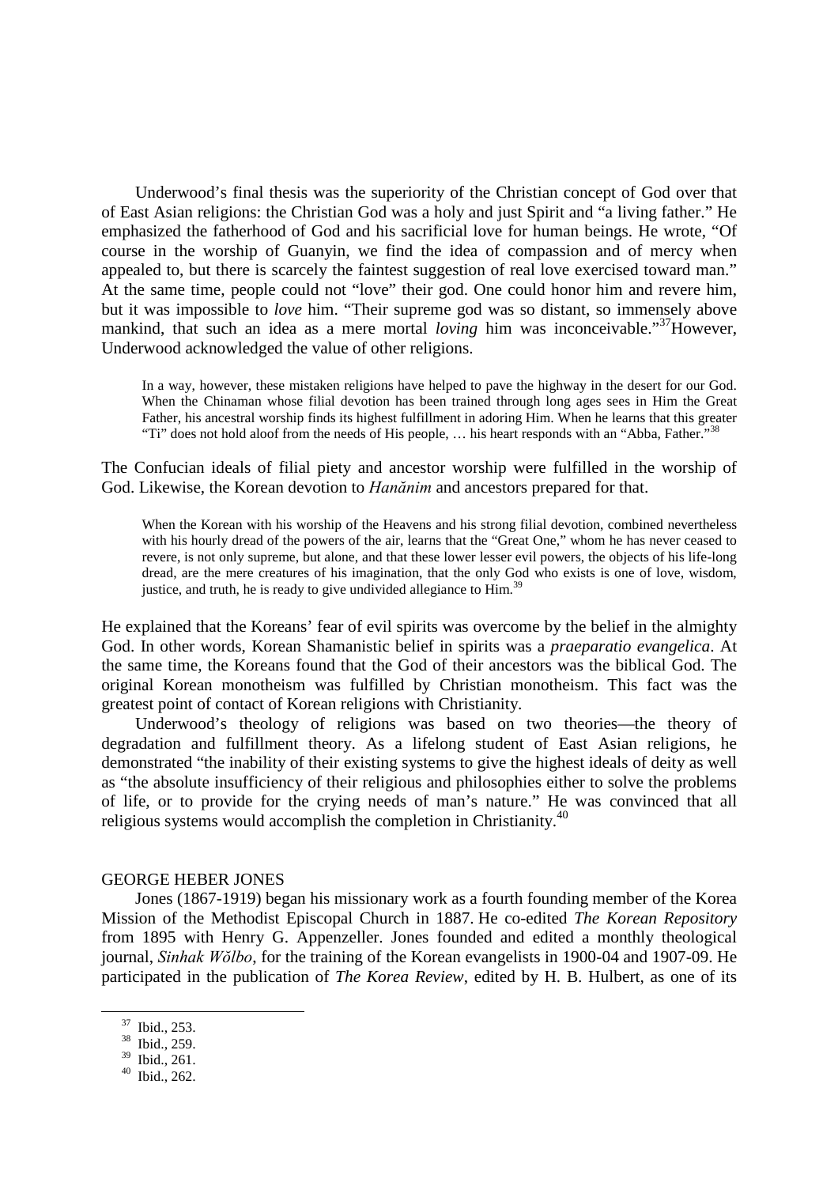Underwood's final thesis was the superiority of the Christian concept of God over that of East Asian religions: the Christian God was a holy and just Spirit and "a living father." He emphasized the fatherhood of God and his sacrificial love for human beings. He wrote, "Of course in the worship of Guanyin, we find the idea of compassion and of mercy when appealed to, but there is scarcely the faintest suggestion of real love exercised toward man." At the same time, people could not "love" their god. One could honor him and revere him, but it was impossible to *love* him. "Their supreme god was so distant, so immensely above mankind, that such an idea as a mere mortal *loving* him was inconceivable."[37]However, Underwood acknowledged the value of other religions.

> In a way, however, these mistaken religions have helped to pave the highway in the desert for our God. When the Chinaman whose filial devotion has been trained through long ages sees in Him the Great Father, his ancestral worship finds its highest fulfillment in adoring Him. When he learns that this greater "Ti" does not hold aloof from the needs of His people, … his heart responds with an "Abba, Father."[38]

The Confucian ideals of filial piety and ancestor worship were fulfilled in the worship of God. Likewise, the Korean devotion to *Hanănim* and ancestors prepared for that.

> When the Korean with his worship of the Heavens and his strong filial devotion, combined nevertheless with his hourly dread of the powers of the air, learns that the "Great One," whom he has never ceased to revere, is not only supreme, but alone, and that these lower lesser evil powers, the objects of his life-long dread, are the mere creatures of his imagination, that the only God who exists is one of love, wisdom, justice, and truth, he is ready to give undivided allegiance to Him.[39]

He explained that the Koreans' fear of evil spirits was overcome by the belief in the almighty God. In other words, Korean Shamanistic belief in spirits was a *praeparatio evangelica*. At the same time, the Koreans found that the God of their ancestors was the biblical God. The original Korean monotheism was fulfilled by Christian monotheism. This fact was the greatest point of contact of Korean religions with Christianity.

Underwood's theology of religions was based on two theories—the theory of degradation and fulfillment theory. As a lifelong student of East Asian religions, he demonstrated "the inability of their existing systems to give the highest ideals of deity as well as "the absolute insufficiency of their religious and philosophies either to solve the problems of life, or to provide for the crying needs of man's nature." He was convinced that all religious systems would accomplish the completion in Christianity.[40]

## GEORGE HEBER JONES

Jones (1867-1919) began his missionary work as a fourth founding member of the Korea Mission of the Methodist Episcopal Church in 1887. He co-edited *The Korean Repository* from 1895 with Henry G. Appenzeller. Jones founded and edited a monthly theological journal, *Sinhak Wŏlbo*, for the training of the Korean evangelists in 1900-04 and 1907-09. He participated in the publication of *The Korea Review*, edited by H. B. Hulbert, as one of its

---

[37] Ibid., 253.
[38] Ibid., 259.
[39] Ibid., 261.
[40] Ibid., 262.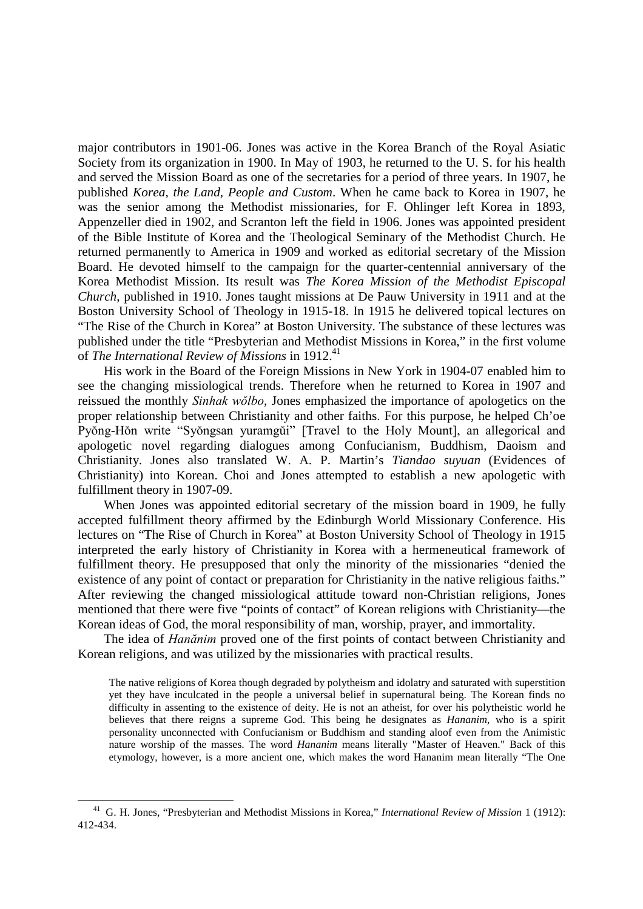major contributors in 1901-06. Jones was active in the Korea Branch of the Royal Asiatic Society from its organization in 1900. In May of 1903, he returned to the U. S. for his health and served the Mission Board as one of the secretaries for a period of three years. In 1907, he published *Korea, the Land, People and Custom*. When he came back to Korea in 1907, he was the senior among the Methodist missionaries, for F. Ohlinger left Korea in 1893, Appenzeller died in 1902, and Scranton left the field in 1906. Jones was appointed president of the Bible Institute of Korea and the Theological Seminary of the Methodist Church. He returned permanently to America in 1909 and worked as editorial secretary of the Mission Board. He devoted himself to the campaign for the quarter-centennial anniversary of the Korea Methodist Mission. Its result was *The Korea Mission of the Methodist Episcopal Church*, published in 1910. Jones taught missions at De Pauw University in 1911 and at the Boston University School of Theology in 1915-18. In 1915 he delivered topical lectures on "The Rise of the Church in Korea" at Boston University. The substance of these lectures was published under the title "Presbyterian and Methodist Missions in Korea," in the first volume of *The International Review of Missions* in 1912.[41]

His work in the Board of the Foreign Missions in New York in 1904-07 enabled him to see the changing missiological trends. Therefore when he returned to Korea in 1907 and reissued the monthly *Sinhak wŏlbo*, Jones emphasized the importance of apologetics on the proper relationship between Christianity and other faiths. For this purpose, he helped Ch'oe Pyŏng-Hŏn write "Syŏngsan yuramgŭi" [Travel to the Holy Mount], an allegorical and apologetic novel regarding dialogues among Confucianism, Buddhism, Daoism and Christianity. Jones also translated W. A. P. Martin's *Tiandao suyuan* (Evidences of Christianity) into Korean. Choi and Jones attempted to establish a new apologetic with fulfillment theory in 1907-09.

When Jones was appointed editorial secretary of the mission board in 1909, he fully accepted fulfillment theory affirmed by the Edinburgh World Missionary Conference. His lectures on "The Rise of Church in Korea" at Boston University School of Theology in 1915 interpreted the early history of Christianity in Korea with a hermeneutical framework of fulfillment theory. He presupposed that only the minority of the missionaries "denied the existence of any point of contact or preparation for Christianity in the native religious faiths." After reviewing the changed missiological attitude toward non-Christian religions, Jones mentioned that there were five "points of contact" of Korean religions with Christianity—the Korean ideas of God, the moral responsibility of man, worship, prayer, and immortality.

The idea of *Hanănim* proved one of the first points of contact between Christianity and Korean religions, and was utilized by the missionaries with practical results.

> The native religions of Korea though degraded by polytheism and idolatry and saturated with superstition yet they have inculcated in the people a universal belief in supernatural being. The Korean finds no difficulty in assenting to the existence of deity. He is not an atheist, for over his polytheistic world he believes that there reigns a supreme God. This being he designates as *Hananim*, who is a spirit personality unconnected with Confucianism or Buddhism and standing aloof even from the Animistic nature worship of the masses. The word *Hananim* means literally "Master of Heaven." Back of this etymology, however, is a more ancient one, which makes the word Hananim mean literally "The One

---

[41] G. H. Jones, "Presbyterian and Methodist Missions in Korea," *International Review of Mission* 1 (1912): 412-434.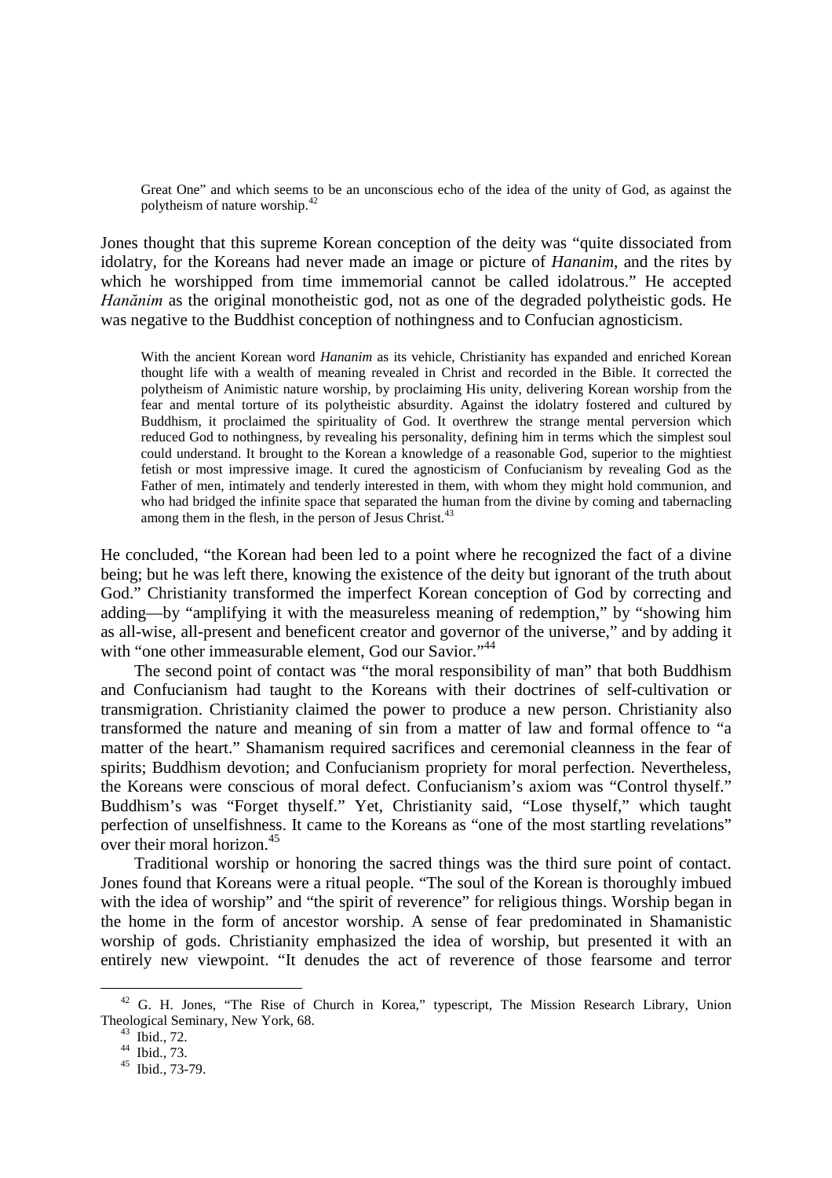> Great One" and which seems to be an unconscious echo of the idea of the unity of God, as against the polytheism of nature worship.[42]

Jones thought that this supreme Korean conception of the deity was "quite dissociated from idolatry, for the Koreans had never made an image or picture of *Hananim*, and the rites by which he worshipped from time immemorial cannot be called idolatrous." He accepted *Hanănim* as the original monotheistic god, not as one of the degraded polytheistic gods. He was negative to the Buddhist conception of nothingness and to Confucian agnosticism.

> With the ancient Korean word *Hananim* as its vehicle, Christianity has expanded and enriched Korean thought life with a wealth of meaning revealed in Christ and recorded in the Bible. It corrected the polytheism of Animistic nature worship, by proclaiming His unity, delivering Korean worship from the fear and mental torture of its polytheistic absurdity. Against the idolatry fostered and cultured by Buddhism, it proclaimed the spirituality of God. It overthrew the strange mental perversion which reduced God to nothingness, by revealing his personality, defining him in terms which the simplest soul could understand. It brought to the Korean a knowledge of a reasonable God, superior to the mightiest fetish or most impressive image. It cured the agnosticism of Confucianism by revealing God as the Father of men, intimately and tenderly interested in them, with whom they might hold communion, and who had bridged the infinite space that separated the human from the divine by coming and tabernacling among them in the flesh, in the person of Jesus Christ.[43]

He concluded, "the Korean had been led to a point where he recognized the fact of a divine being; but he was left there, knowing the existence of the deity but ignorant of the truth about God." Christianity transformed the imperfect Korean conception of God by correcting and adding—by "amplifying it with the measureless meaning of redemption," by "showing him as all-wise, all-present and beneficent creator and governor of the universe," and by adding it with "one other immeasurable element, God our Savior."[44]

The second point of contact was "the moral responsibility of man" that both Buddhism and Confucianism had taught to the Koreans with their doctrines of self-cultivation or transmigration. Christianity claimed the power to produce a new person. Christianity also transformed the nature and meaning of sin from a matter of law and formal offence to "a matter of the heart." Shamanism required sacrifices and ceremonial cleanness in the fear of spirits; Buddhism devotion; and Confucianism propriety for moral perfection. Nevertheless, the Koreans were conscious of moral defect. Confucianism's axiom was "Control thyself." Buddhism's was "Forget thyself." Yet, Christianity said, "Lose thyself," which taught perfection of unselfishness. It came to the Koreans as "one of the most startling revelations" over their moral horizon.[45]

Traditional worship or honoring the sacred things was the third sure point of contact. Jones found that Koreans were a ritual people. "The soul of the Korean is thoroughly imbued with the idea of worship" and "the spirit of reverence" for religious things. Worship began in the home in the form of ancestor worship. A sense of fear predominated in Shamanistic worship of gods. Christianity emphasized the idea of worship, but presented it with an entirely new viewpoint. "It denudes the act of reverence of those fearsome and terror

---

[42] G. H. Jones, "The Rise of Church in Korea," typescript, The Mission Research Library, Union Theological Seminary, New York, 68.

[43] Ibid., 72.

[44] Ibid., 73.

[45] Ibid., 73-79.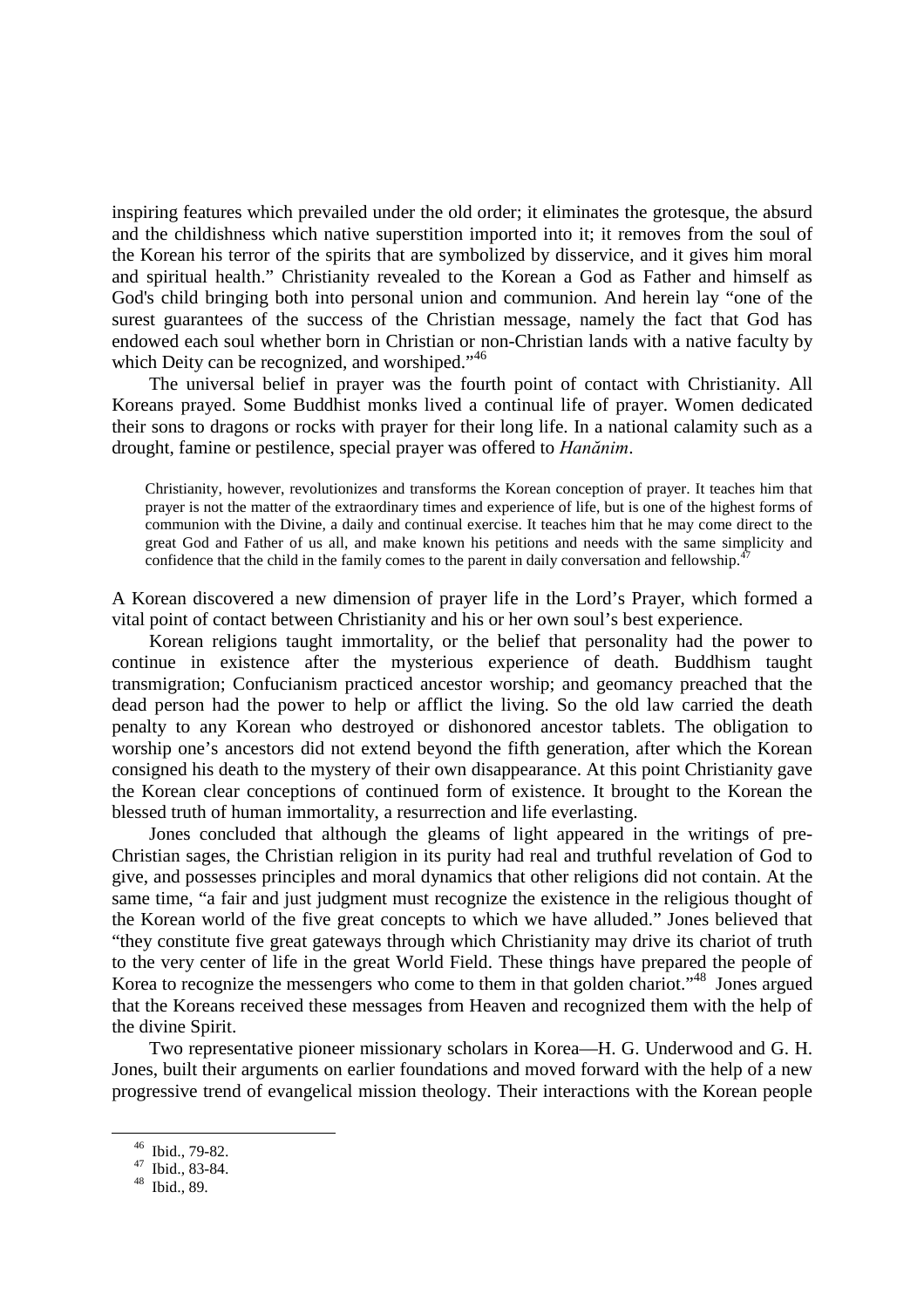inspiring features which prevailed under the old order; it eliminates the grotesque, the absurd and the childishness which native superstition imported into it; it removes from the soul of the Korean his terror of the spirits that are symbolized by disservice, and it gives him moral and spiritual health." Christianity revealed to the Korean a God as Father and himself as God's child bringing both into personal union and communion. And herein lay "one of the surest guarantees of the success of the Christian message, namely the fact that God has endowed each soul whether born in Christian or non-Christian lands with a native faculty by which Deity can be recognized, and worshiped."[46]

The universal belief in prayer was the fourth point of contact with Christianity. All Koreans prayed. Some Buddhist monks lived a continual life of prayer. Women dedicated their sons to dragons or rocks with prayer for their long life. In a national calamity such as a drought, famine or pestilence, special prayer was offered to *Hanănim*.

> Christianity, however, revolutionizes and transforms the Korean conception of prayer. It teaches him that prayer is not the matter of the extraordinary times and experience of life, but is one of the highest forms of communion with the Divine, a daily and continual exercise. It teaches him that he may come direct to the great God and Father of us all, and make known his petitions and needs with the same simplicity and confidence that the child in the family comes to the parent in daily conversation and fellowship.[47]

A Korean discovered a new dimension of prayer life in the Lord's Prayer, which formed a vital point of contact between Christianity and his or her own soul's best experience.

Korean religions taught immortality, or the belief that personality had the power to continue in existence after the mysterious experience of death. Buddhism taught transmigration; Confucianism practiced ancestor worship; and geomancy preached that the dead person had the power to help or afflict the living. So the old law carried the death penalty to any Korean who destroyed or dishonored ancestor tablets. The obligation to worship one's ancestors did not extend beyond the fifth generation, after which the Korean consigned his death to the mystery of their own disappearance. At this point Christianity gave the Korean clear conceptions of continued form of existence. It brought to the Korean the blessed truth of human immortality, a resurrection and life everlasting.

Jones concluded that although the gleams of light appeared in the writings of pre-Christian sages, the Christian religion in its purity had real and truthful revelation of God to give, and possesses principles and moral dynamics that other religions did not contain. At the same time, "a fair and just judgment must recognize the existence in the religious thought of the Korean world of the five great concepts to which we have alluded." Jones believed that "they constitute five great gateways through which Christianity may drive its chariot of truth to the very center of life in the great World Field. These things have prepared the people of Korea to recognize the messengers who come to them in that golden chariot."[48] Jones argued that the Koreans received these messages from Heaven and recognized them with the help of the divine Spirit.

Two representative pioneer missionary scholars in Korea—H. G. Underwood and G. H. Jones, built their arguments on earlier foundations and moved forward with the help of a new progressive trend of evangelical mission theology. Their interactions with the Korean people

---

[46] Ibid., 79-82.
[47] Ibid., 83-84.
[48] Ibid., 89.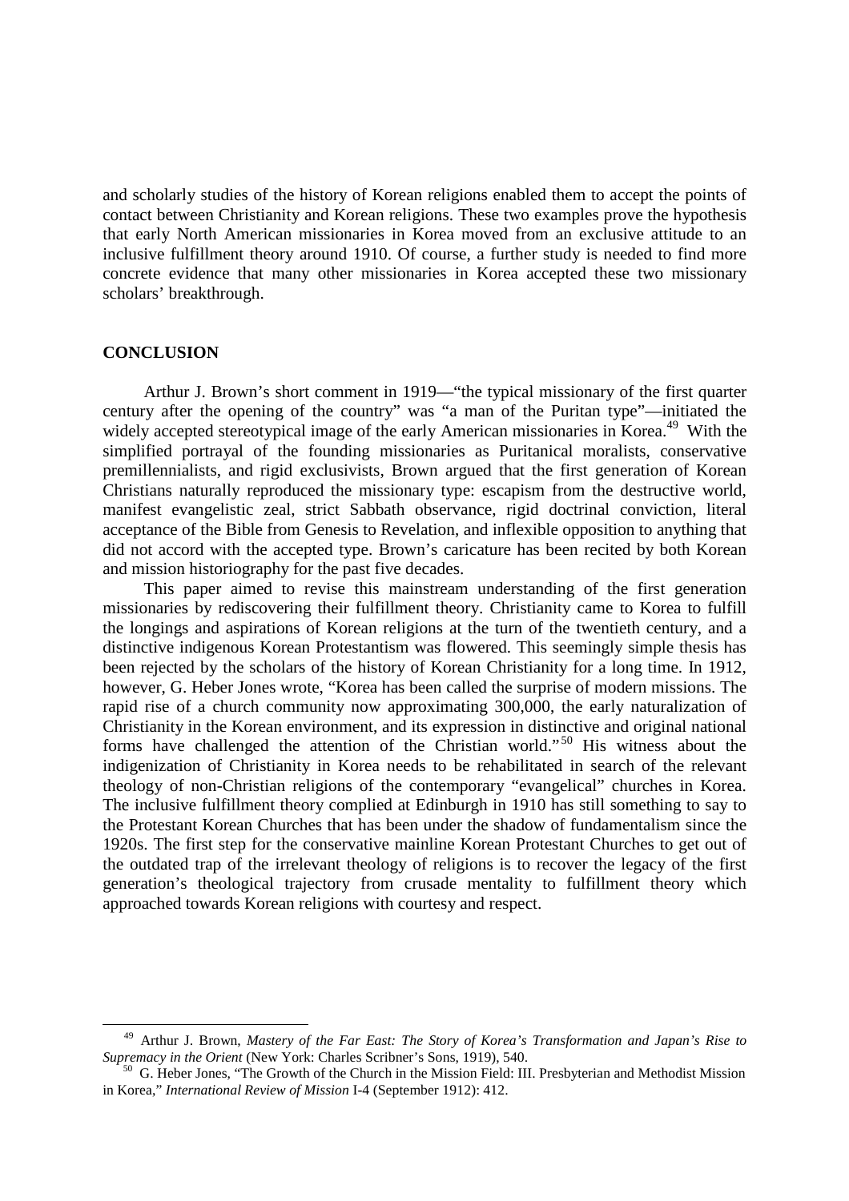and scholarly studies of the history of Korean religions enabled them to accept the points of contact between Christianity and Korean religions. These two examples prove the hypothesis that early North American missionaries in Korea moved from an exclusive attitude to an inclusive fulfillment theory around 1910. Of course, a further study is needed to find more concrete evidence that many other missionaries in Korea accepted these two missionary scholars' breakthrough.

## CONCLUSION

Arthur J. Brown's short comment in 1919—"the typical missionary of the first quarter century after the opening of the country" was "a man of the Puritan type"—initiated the widely accepted stereotypical image of the early American missionaries in Korea.[49] With the simplified portrayal of the founding missionaries as Puritanical moralists, conservative premillennialists, and rigid exclusivists, Brown argued that the first generation of Korean Christians naturally reproduced the missionary type: escapism from the destructive world, manifest evangelistic zeal, strict Sabbath observance, rigid doctrinal conviction, literal acceptance of the Bible from Genesis to Revelation, and inflexible opposition to anything that did not accord with the accepted type. Brown's caricature has been recited by both Korean and mission historiography for the past five decades.

This paper aimed to revise this mainstream understanding of the first generation missionaries by rediscovering their fulfillment theory. Christianity came to Korea to fulfill the longings and aspirations of Korean religions at the turn of the twentieth century, and a distinctive indigenous Korean Protestantism was flowered. This seemingly simple thesis has been rejected by the scholars of the history of Korean Christianity for a long time. In 1912, however, G. Heber Jones wrote, "Korea has been called the surprise of modern missions. The rapid rise of a church community now approximating 300,000, the early naturalization of Christianity in the Korean environment, and its expression in distinctive and original national forms have challenged the attention of the Christian world."[50] His witness about the indigenization of Christianity in Korea needs to be rehabilitated in search of the relevant theology of non-Christian religions of the contemporary "evangelical" churches in Korea. The inclusive fulfillment theory complied at Edinburgh in 1910 has still something to say to the Protestant Korean Churches that has been under the shadow of fundamentalism since the 1920s. The first step for the conservative mainline Korean Protestant Churches to get out of the outdated trap of the irrelevant theology of religions is to recover the legacy of the first generation's theological trajectory from crusade mentality to fulfillment theory which approached towards Korean religions with courtesy and respect.

---

[49] Arthur J. Brown, *Mastery of the Far East: The Story of Korea's Transformation and Japan's Rise to Supremacy in the Orient* (New York: Charles Scribner's Sons, 1919), 540.

[50] G. Heber Jones, "The Growth of the Church in the Mission Field: III. Presbyterian and Methodist Mission in Korea," *International Review of Mission* I-4 (September 1912): 412.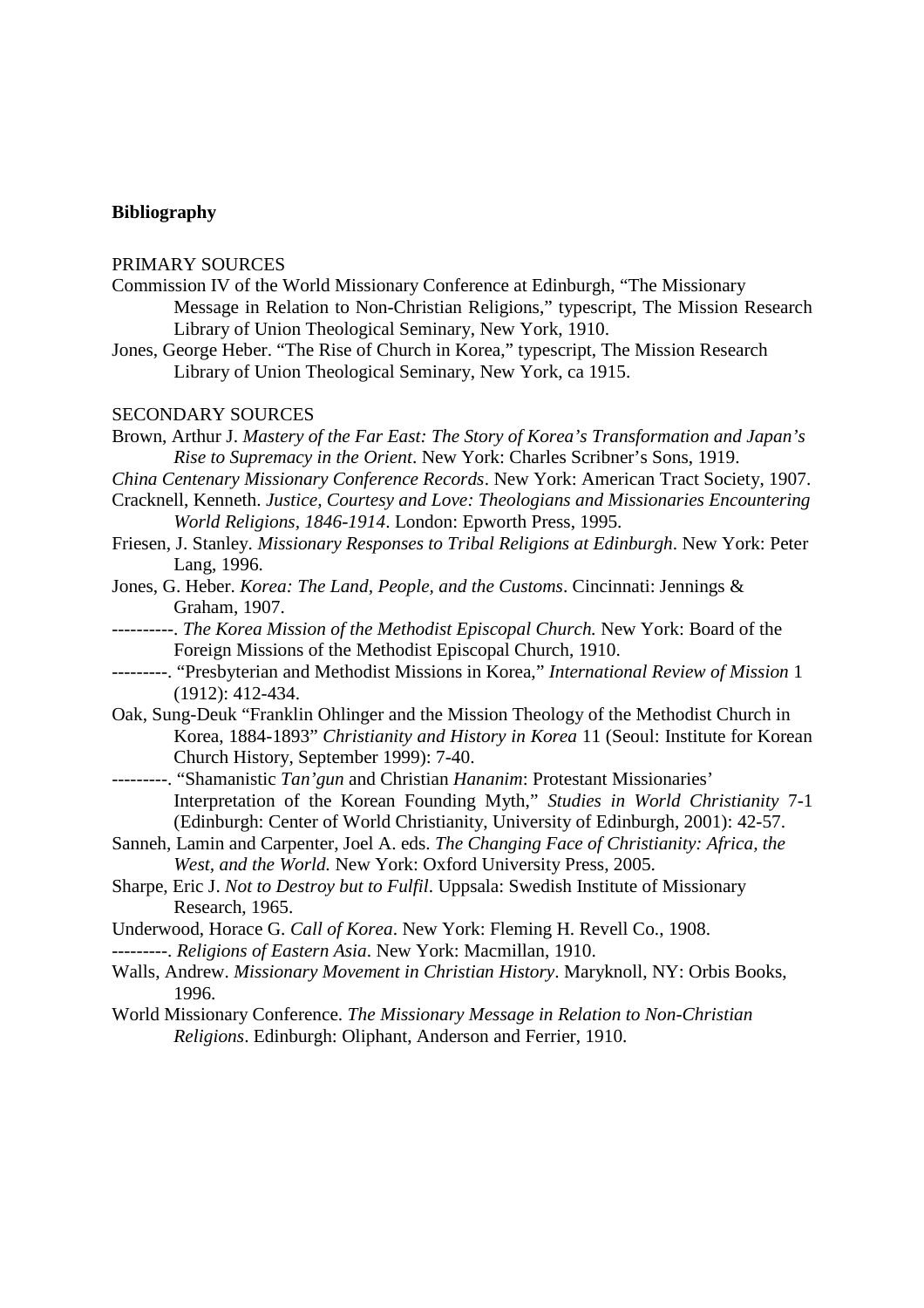**Bibliography**

PRIMARY SOURCES

Commission IV of the World Missionary Conference at Edinburgh, "The Missionary Message in Relation to Non-Christian Religions," typescript, The Mission Research Library of Union Theological Seminary, New York, 1910.

Jones, George Heber. "The Rise of Church in Korea," typescript, The Mission Research Library of Union Theological Seminary, New York, ca 1915.

SECONDARY SOURCES

Brown, Arthur J. *Mastery of the Far East: The Story of Korea's Transformation and Japan's Rise to Supremacy in the Orient*. New York: Charles Scribner's Sons, 1919.

*China Centenary Missionary Conference Records*. New York: American Tract Society, 1907.

Cracknell, Kenneth. *Justice, Courtesy and Love: Theologians and Missionaries Encountering World Religions, 1846-1914*. London: Epworth Press, 1995.

Friesen, J. Stanley. *Missionary Responses to Tribal Religions at Edinburgh*. New York: Peter Lang, 1996.

Jones, G. Heber. *Korea: The Land, People, and the Customs*. Cincinnati: Jennings & Graham, 1907.

----------. *The Korea Mission of the Methodist Episcopal Church.* New York: Board of the Foreign Missions of the Methodist Episcopal Church, 1910.

---------. "Presbyterian and Methodist Missions in Korea," *International Review of Mission* 1 (1912): 412-434.

Oak, Sung-Deuk "Franklin Ohlinger and the Mission Theology of the Methodist Church in Korea, 1884-1893" *Christianity and History in Korea* 11 (Seoul: Institute for Korean Church History, September 1999): 7-40.

---------. "Shamanistic *Tan'gun* and Christian *Hananim*: Protestant Missionaries' Interpretation of the Korean Founding Myth," *Studies in World Christianity* 7-1 (Edinburgh: Center of World Christianity, University of Edinburgh, 2001): 42-57.

Sanneh, Lamin and Carpenter, Joel A. eds. *The Changing Face of Christianity: Africa, the West, and the World.* New York: Oxford University Press, 2005.

Sharpe, Eric J. *Not to Destroy but to Fulfil*. Uppsala: Swedish Institute of Missionary Research, 1965.

Underwood, Horace G. *Call of Korea*. New York: Fleming H. Revell Co., 1908.

---------. *Religions of Eastern Asia*. New York: Macmillan, 1910.

Walls, Andrew. *Missionary Movement in Christian History*. Maryknoll, NY: Orbis Books, 1996.

World Missionary Conference. *The Missionary Message in Relation to Non-Christian Religions*. Edinburgh: Oliphant, Anderson and Ferrier, 1910.